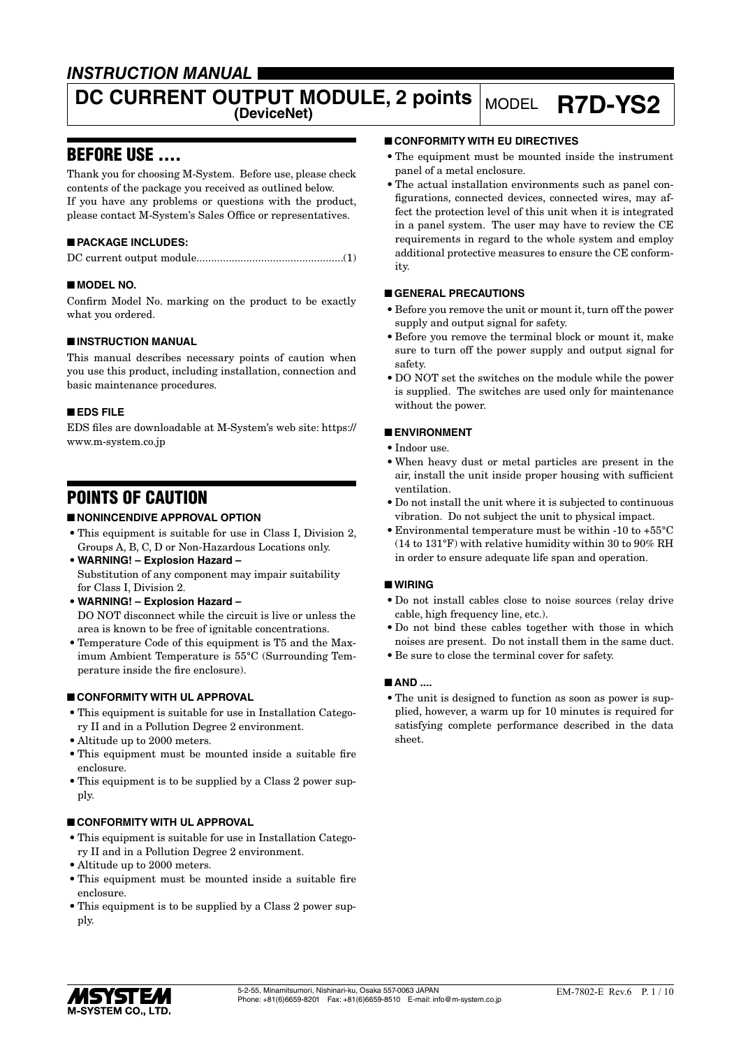*INSTRUCTION MANUAL*

# DC CURRENT OUTPUT MODULE, 2 points (DeviceNet)

MODEL **R7D-YS2**

## BEFORE USE ....

Thank you for choosing M-System. Before use, please check contents of the package you received as outlined below. If you have any problems or questions with the product, please contact M-System's Sales Office or representatives.

### ■ PACKAGE INCLUDES:

DC current output module..................................................(1)

### ■ MODEL NO.

Confirm Model No. marking on the product to be exactly what you ordered.

### ■ INSTRUCTION MANUAL

This manual describes necessary points of caution when you use this product, including installation, connection and basic maintenance procedures.

### ■ EDS FILE

EDS files are downloadable at M-System's web site: https://www.m-system.co.jp

## POINTS OF CAUTION

### ■ NONINCENDIVE APPROVAL OPTION

- This equipment is suitable for use in Class I, Division 2, Groups A, B, C, D or Non-Hazardous Locations only.
- **WARNING! – Explosion Hazard –** Substitution of any component may impair suitability for Class I, Division 2.
- **WARNING! – Explosion Hazard –** DO NOT disconnect while the circuit is live or unless the area is known to be free of ignitable concentrations.
- Temperature Code of this equipment is T5 and the Maximum Ambient Temperature is 55°C (Surrounding Temperature inside the fire enclosure).

### ■ CONFORMITY WITH UL APPROVAL

- This equipment is suitable for use in Installation Category II and in a Pollution Degree 2 environment.
- Altitude up to 2000 meters.
- This equipment must be mounted inside a suitable fire enclosure.
- This equipment is to be supplied by a Class 2 power supply.

### ■ CONFORMITY WITH UL APPROVAL

- This equipment is suitable for use in Installation Category II and in a Pollution Degree 2 environment.
- Altitude up to 2000 meters.
- This equipment must be mounted inside a suitable fire enclosure.
- This equipment is to be supplied by a Class 2 power supply.

### ■ CONFORMITY WITH EU DIRECTIVES

- The equipment must be mounted inside the instrument panel of a metal enclosure.
- The actual installation environments such as panel configurations, connected devices, connected wires, may affect the protection level of this unit when it is integrated in a panel system. The user may have to review the CE requirements in regard to the whole system and employ additional protective measures to ensure the CE conformity.

### ■ GENERAL PRECAUTIONS

- Before you remove the unit or mount it, turn off the power supply and output signal for safety.
- Before you remove the terminal block or mount it, make sure to turn off the power supply and output signal for safety.
- DO NOT set the switches on the module while the power is supplied. The switches are used only for maintenance without the power.

### ■ ENVIRONMENT

- Indoor use.
- When heavy dust or metal particles are present in the air, install the unit inside proper housing with sufficient ventilation.
- Do not install the unit where it is subjected to continuous vibration. Do not subject the unit to physical impact.
- Environmental temperature must be within -10 to +55°C (14 to 131°F) with relative humidity within 30 to 90% RH in order to ensure adequate life span and operation.

### ■ WIRING

- Do not install cables close to noise sources (relay drive cable, high frequency line, etc.).
- Do not bind these cables together with those in which noises are present. Do not install them in the same duct.
- Be sure to close the terminal cover for safety.

### ■ AND ....

- The unit is designed to function as soon as power is supplied, however, a warm up for 10 minutes is required for satisfying complete performance described in the data sheet.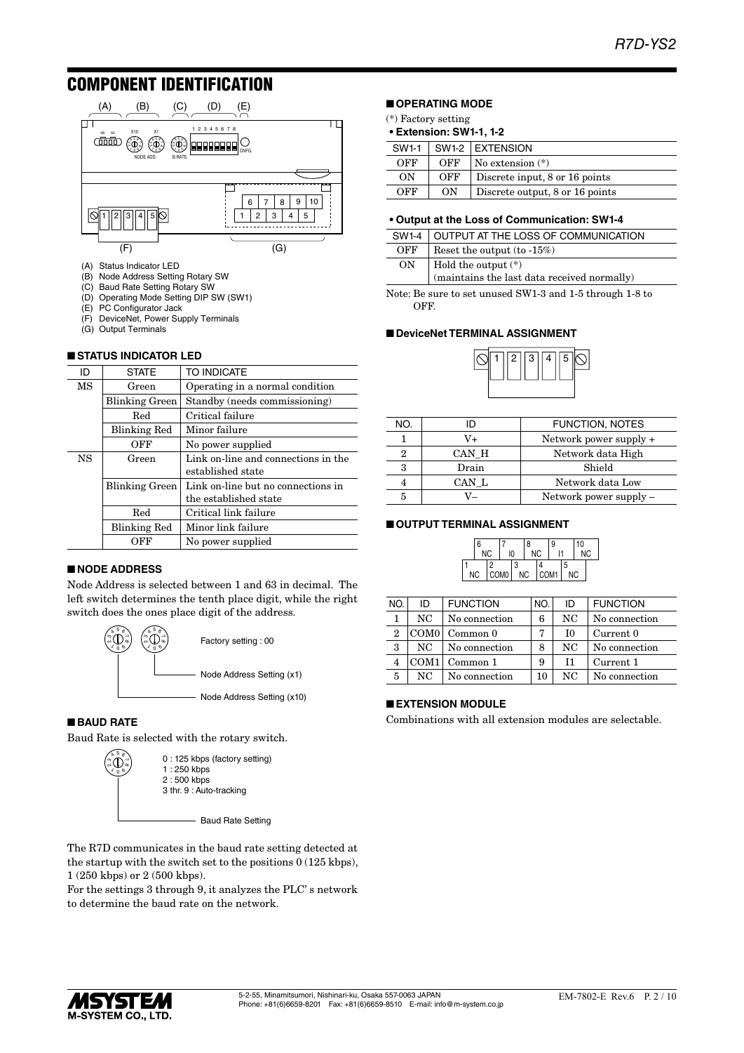## COMPONENT IDENTIFICATION

(A) Status Indicator LED
(B) Node Address Setting Rotary SW
(C) Baud Rate Setting Rotary SW
(D) Operating Mode Setting DIP SW (SW1)
(E) PC Configurator Jack
(F) DeviceNet, Power Supply Terminals
(G) Output Terminals

### ■ STATUS INDICATOR LED

| ID | STATE | TO INDICATE |
|---|---|---|
| MS | Green | Operating in a normal condition |
| | Blinking Green | Standby (needs commissioning) |
| | Red | Critical failure |
| | Blinking Red | Minor failure |
| | OFF | No power supplied |
| NS | Green | Link on-line and connections in the established state |
| | Blinking Green | Link on-line but no connections in the established state |
| | Red | Critical link failure |
| | Blinking Red | Minor link failure |
| | OFF | No power supplied |

### ■ NODE ADDRESS

Node Address is selected between 1 and 63 in decimal. The left switch determines the tenth place digit, while the right switch does the ones place digit of the address.

Factory setting : 00

Node Address Setting (x1)

Node Address Setting (x10)

### ■ BAUD RATE

Baud Rate is selected with the rotary switch.

0 : 125 kbps (factory setting)
1 : 250 kbps
2 : 500 kbps
3 thr. 9 : Auto-tracking

Baud Rate Setting

The R7D communicates in the baud rate setting detected at the startup with the switch set to the positions 0 (125 kbps), 1 (250 kbps) or 2 (500 kbps).

For the settings 3 through 9, it analyzes the PLC' s network to determine the baud rate on the network.

### ■ OPERATING MODE

(*) Factory setting

**• Extension: SW1-1, 1-2**

| SW1-1 | SW1-2 | EXTENSION |
|---|---|---|
| OFF | OFF | No extension (*) |
| ON | OFF | Discrete input, 8 or 16 points |
| OFF | ON | Discrete output, 8 or 16 points |

**• Output at the Loss of Communication: SW1-4**

| SW1-4 | OUTPUT AT THE LOSS OF COMMUNICATION |
|---|---|
| OFF | Reset the output (to -15%) |
| ON | Hold the output (*) (maintains the last data received normally) |

Note: Be sure to set unused SW1-3 and 1-5 through 1-8 to OFF.

### ■ DeviceNet TERMINAL ASSIGNMENT

| NO. | ID | FUNCTION, NOTES |
|---|---|---|
| 1 | V+ | Network power supply + |
| 2 | CAN_H | Network data High |
| 3 | Drain | Shield |
| 4 | CAN_L | Network data Low |
| 5 | V– | Network power supply – |

### ■ OUTPUT TERMINAL ASSIGNMENT

| NO. | ID | FUNCTION | NO. | ID | FUNCTION |
|---|---|---|---|---|---|
| 1 | NC | No connection | 6 | NC | No connection |
| 2 | COM0 | Common 0 | 7 | I0 | Current 0 |
| 3 | NC | No connection | 8 | NC | No connection |
| 4 | COM1 | Common 1 | 9 | I1 | Current 1 |
| 5 | NC | No connection | 10 | NC | No connection |

### ■ EXTENSION MODULE

Combinations with all extension modules are selectable.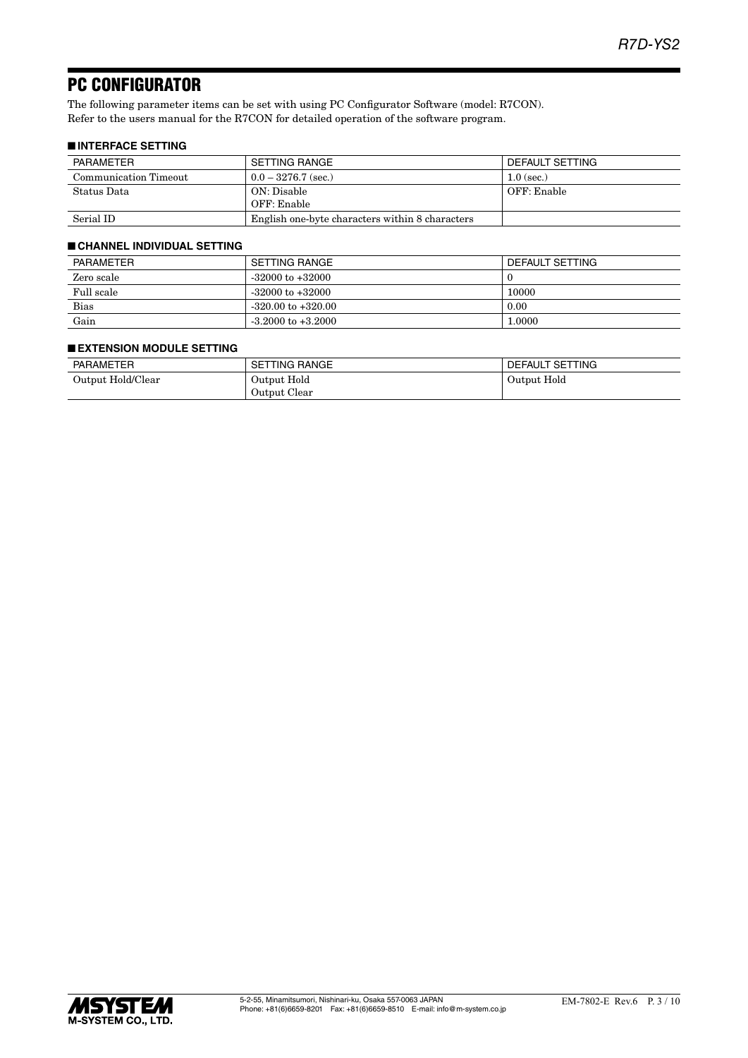# PC CONFIGURATOR

The following parameter items can be set with using PC Configurator Software (model: R7CON).
Refer to the users manual for the R7CON for detailed operation of the software program.

### ■ INTERFACE SETTING

| PARAMETER | SETTING RANGE | DEFAULT SETTING |
|---|---|---|
| Communication Timeout | 0.0 – 3276.7 (sec.) | 1.0 (sec.) |
| Status Data | ON: Disable<br>OFF: Enable | OFF: Enable |
| Serial ID | English one-byte characters within 8 characters | |

### ■ CHANNEL INDIVIDUAL SETTING

| PARAMETER | SETTING RANGE | DEFAULT SETTING |
|---|---|---|
| Zero scale | -32000 to +32000 | 0 |
| Full scale | -32000 to +32000 | 10000 |
| Bias | -320.00 to +320.00 | 0.00 |
| Gain | -3.2000 to +3.2000 | 1.0000 |

### ■ EXTENSION MODULE SETTING

| PARAMETER | SETTING RANGE | DEFAULT SETTING |
|---|---|---|
| Output Hold/Clear | Output Hold<br>Output Clear | Output Hold |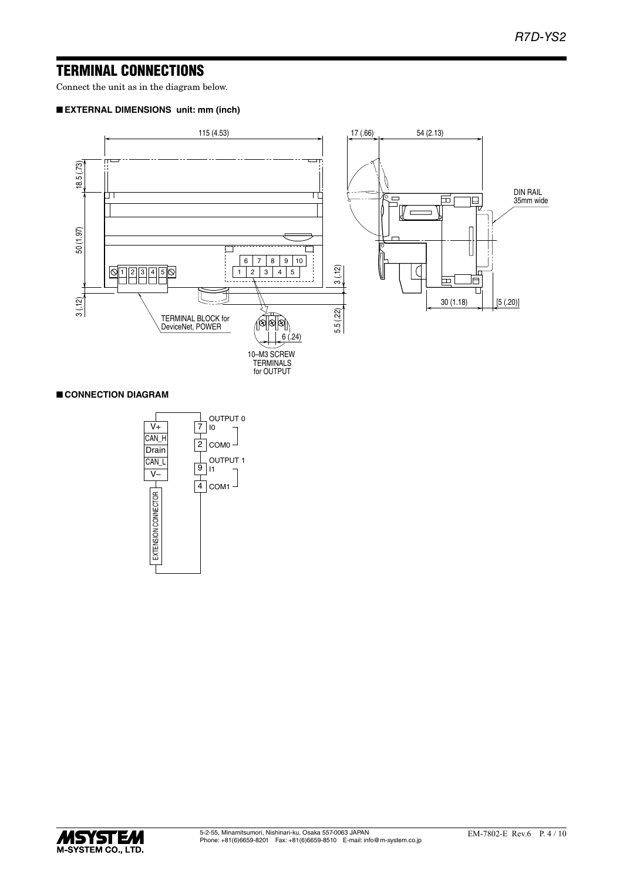# TERMINAL CONNECTIONS

Connect the unit as in the diagram below.

## ■ EXTERNAL DIMENSIONS unit: mm (inch)

115 (4.53)

18.5 (.73)

50 (1.97)

3 (.12)

TERMINAL BLOCK for DeviceNet, POWER

6 7 8 9 10
1 2 3 4 5

3 (.12)

5.5 (.22)

6 (.24)

10–M3 SCREW TERMINALS for OUTPUT

17 (.66)

54 (2.13)

DIN RAIL 35mm wide

30 (1.18)

[5 (.20)]

## ■ CONNECTION DIAGRAM

V+
CAN_H
Drain
CAN_L
V–

EXTENSION CONNECTOR

OUTPUT 0
7 I0
2 COM0

OUTPUT 1
9 I1
4 COM1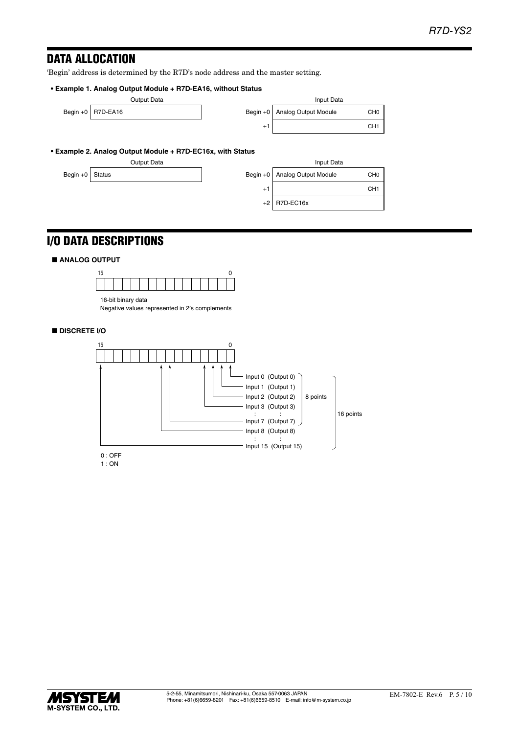# DATA ALLOCATION

'Begin' address is determined by the R7D's node address and the master setting.

**• Example 1. Analog Output Module + R7D-EA16, without Status**

Output Data

| | |
|---|---|
| Begin +0 | R7D-EA16 |

Input Data

| | | |
|---|---|---|
| Begin +0 | Analog Output Module | CH0 |
| +1 | | CH1 |

**• Example 2. Analog Output Module + R7D-EC16x, with Status**

Output Data

| | |
|---|---|
| Begin +0 | Status |

Input Data

| | | |
|---|---|---|
| Begin +0 | Analog Output Module | CH0 |
| +1 | | CH1 |
| +2 | R7D-EC16x | |

# I/O DATA DESCRIPTIONS

## ■ ANALOG OUTPUT

15 … 0

16-bit binary data
Negative values represented in 2's complements

## ■ DISCRETE I/O

15 … 0

- Input 0 (Output 0)
- Input 1 (Output 1)
- Input 2 (Output 2)
- Input 3 (Output 3)
- :
- Input 7 (Output 7)
- Input 8 (Output 8)
- :
- Input 15 (Output 15)

Input 0 to Input 7: 8 points
Input 0 to Input 15: 16 points

0 : OFF
1 : ON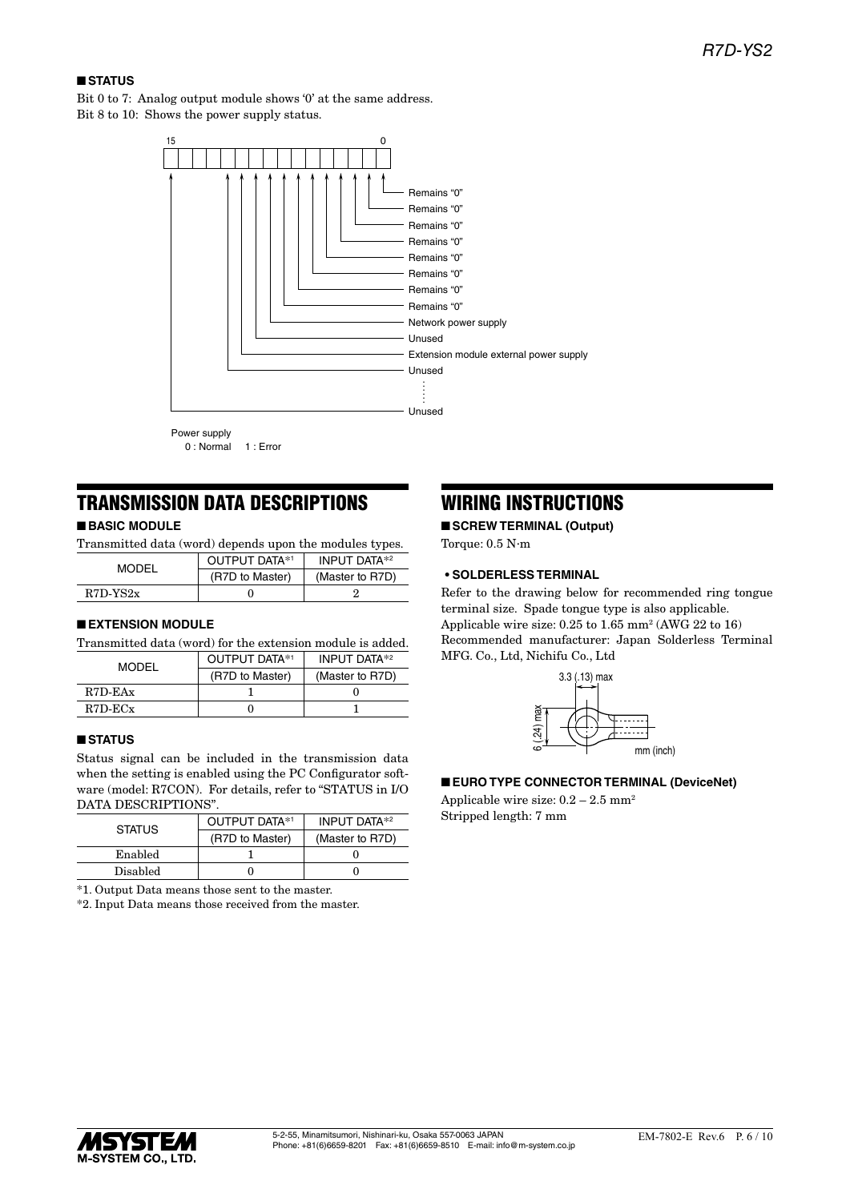## ■ STATUS

Bit 0 to 7: Analog output module shows '0' at the same address.
Bit 8 to 10: Shows the power supply status.

15 … 0

- Bit 0: Remains "0"
- Bit 1: Remains "0"
- Bit 2: Remains "0"
- Bit 3: Remains "0"
- Bit 4: Remains "0"
- Bit 5: Remains "0"
- Bit 6: Remains "0"
- Bit 7: Remains "0"
- Bit 8: Network power supply
- Bit 9: Unused
- Bit 10: Extension module external power supply
- Bit 11: Unused
- ⋮
- Bit 15: Unused

Power supply
0 : Normal  1 : Error

# TRANSMISSION DATA DESCRIPTIONS

## ■ BASIC MODULE

Transmitted data (word) depends upon the modules types.

| MODEL | OUTPUT DATA*1 (R7D to Master) | INPUT DATA*2 (Master to R7D) |
|---|---|---|
| R7D-YS2x | 0 | 2 |

## ■ EXTENSION MODULE

Transmitted data (word) for the extension module is added.

| MODEL | OUTPUT DATA*1 (R7D to Master) | INPUT DATA*2 (Master to R7D) |
|---|---|---|
| R7D-EAx | 1 | 0 |
| R7D-ECx | 0 | 1 |

## ■ STATUS

Status signal can be included in the transmission data when the setting is enabled using the PC Configurator software (model: R7CON). For details, refer to "STATUS in I/O DATA DESCRIPTIONS".

| STATUS | OUTPUT DATA*1 (R7D to Master) | INPUT DATA*2 (Master to R7D) |
|---|---|---|
| Enabled | 1 | 0 |
| Disabled | 0 | 0 |

*1. Output Data means those sent to the master.
*2. Input Data means those received from the master.

# WIRING INSTRUCTIONS

## ■ SCREW TERMINAL (Output)

Torque: 0.5 N·m

### • SOLDERLESS TERMINAL

Refer to the drawing below for recommended ring tongue terminal size. Spade tongue type is also applicable.
Applicable wire size: 0.25 to 1.65 mm² (AWG 22 to 16)
Recommended manufacturer: Japan Solderless Terminal MFG. Co., Ltd, Nichifu Co., Ltd

3.3 (.13) max
6 (.24) max
mm (inch)

## ■ EURO TYPE CONNECTOR TERMINAL (DeviceNet)

Applicable wire size: 0.2 – 2.5 mm²
Stripped length: 7 mm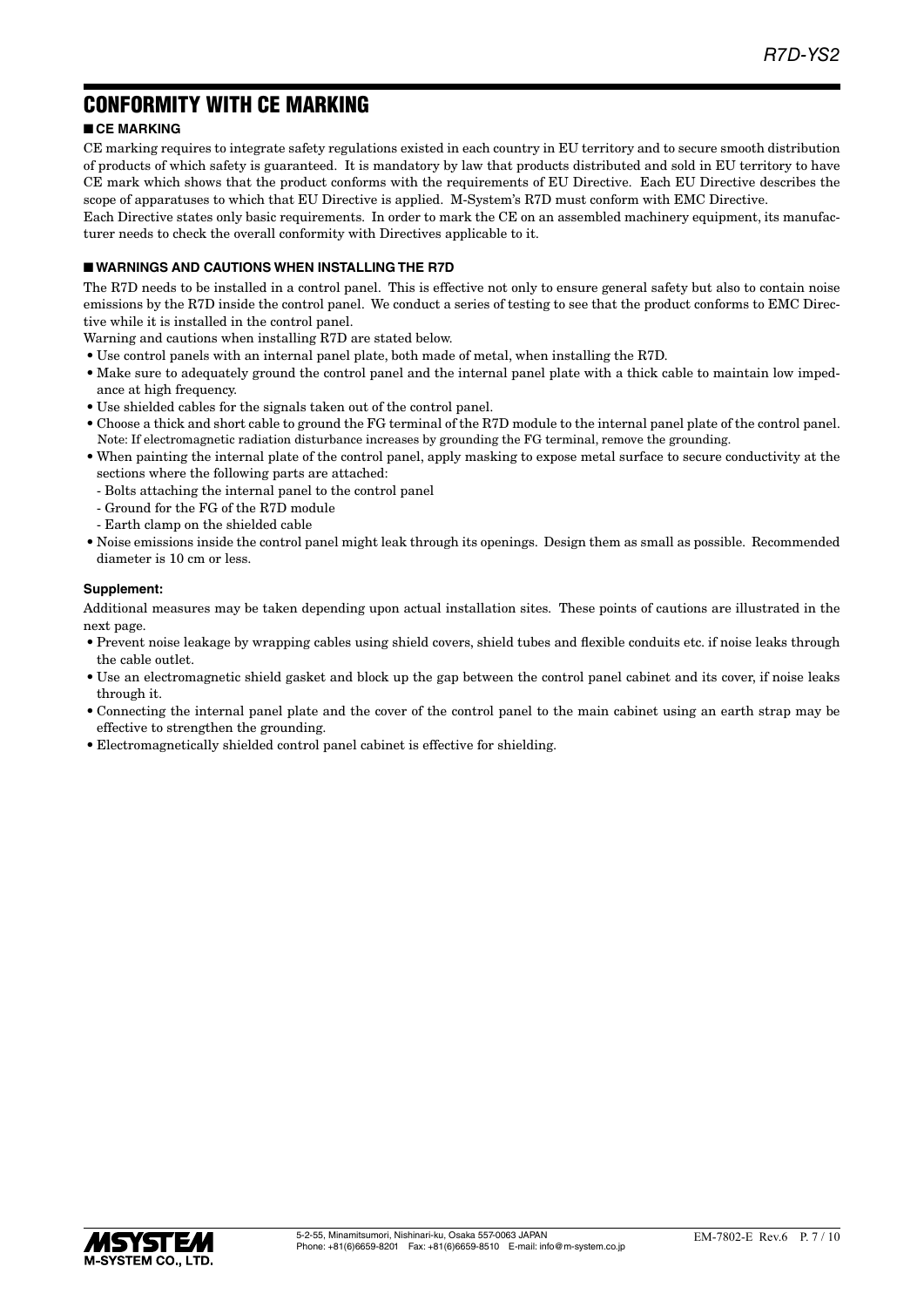# CONFORMITY WITH CE MARKING

## ■ CE MARKING

CE marking requires to integrate safety regulations existed in each country in EU territory and to secure smooth distribution of products of which safety is guaranteed. It is mandatory by law that products distributed and sold in EU territory to have CE mark which shows that the product conforms with the requirements of EU Directive. Each EU Directive describes the scope of apparatuses to which that EU Directive is applied. M-System's R7D must conform with EMC Directive.

Each Directive states only basic requirements. In order to mark the CE on an assembled machinery equipment, its manufacturer needs to check the overall conformity with Directives applicable to it.

## ■ WARNINGS AND CAUTIONS WHEN INSTALLING THE R7D

The R7D needs to be installed in a control panel. This is effective not only to ensure general safety but also to contain noise emissions by the R7D inside the control panel. We conduct a series of testing to see that the product conforms to EMC Directive while it is installed in the control panel.

Warning and cautions when installing R7D are stated below.

- Use control panels with an internal panel plate, both made of metal, when installing the R7D.
- Make sure to adequately ground the control panel and the internal panel plate with a thick cable to maintain low impedance at high frequency.
- Use shielded cables for the signals taken out of the control panel.
- Choose a thick and short cable to ground the FG terminal of the R7D module to the internal panel plate of the control panel. Note: If electromagnetic radiation disturbance increases by grounding the FG terminal, remove the grounding.
- When painting the internal plate of the control panel, apply masking to expose metal surface to secure conductivity at the sections where the following parts are attached:
  - Bolts attaching the internal panel to the control panel
  - Ground for the FG of the R7D module
  - Earth clamp on the shielded cable
- Noise emissions inside the control panel might leak through its openings. Design them as small as possible. Recommended diameter is 10 cm or less.

**Supplement:**

Additional measures may be taken depending upon actual installation sites. These points of cautions are illustrated in the next page.

- Prevent noise leakage by wrapping cables using shield covers, shield tubes and flexible conduits etc. if noise leaks through the cable outlet.
- Use an electromagnetic shield gasket and block up the gap between the control panel cabinet and its cover, if noise leaks through it.
- Connecting the internal panel plate and the cover of the control panel to the main cabinet using an earth strap may be effective to strengthen the grounding.
- Electromagnetically shielded control panel cabinet is effective for shielding.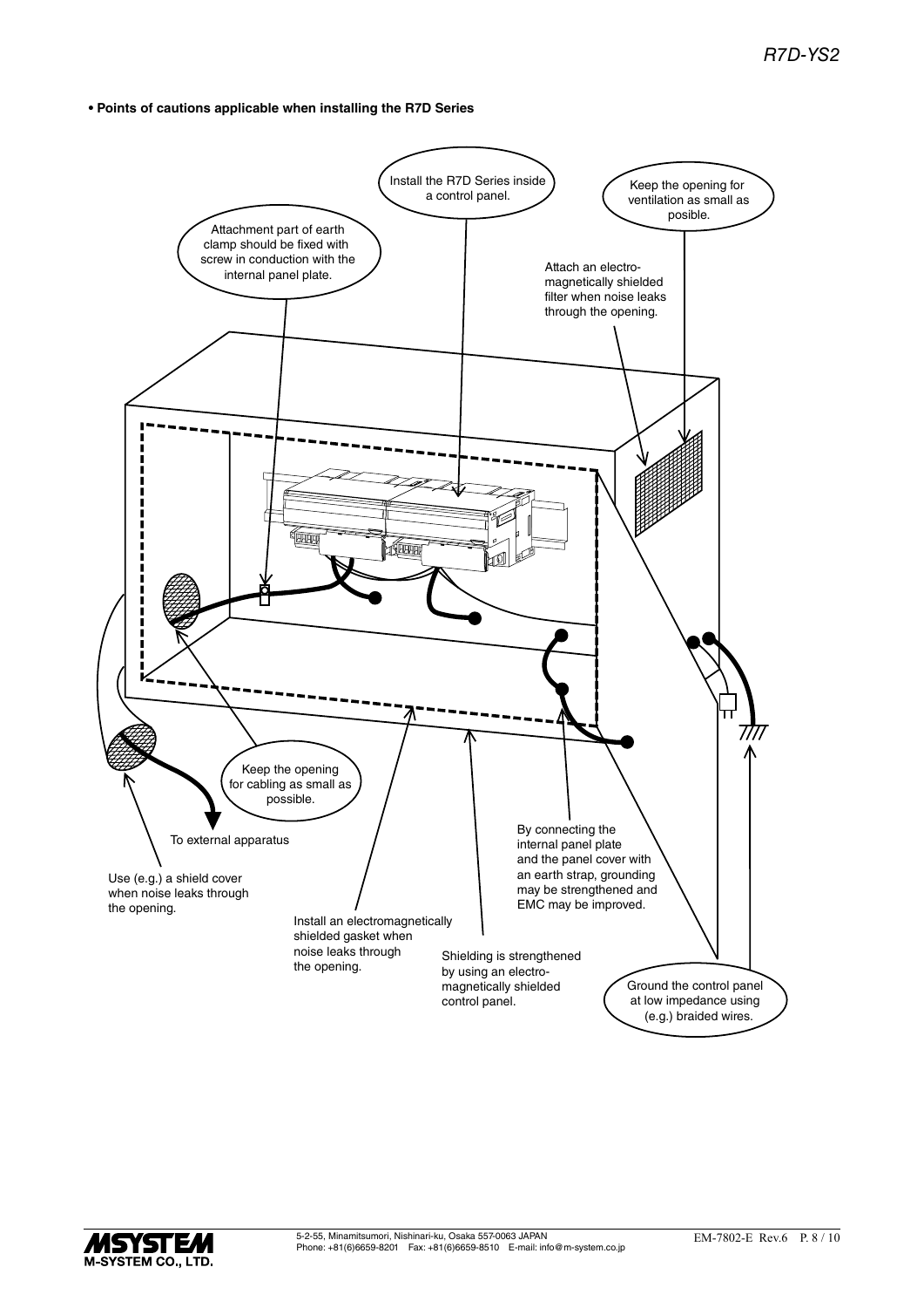**• Points of cautions applicable when installing the R7D Series**

Install the R7D Series inside a control panel.

Keep the opening for ventilation as small as posible.

Attachment part of earth clamp should be fixed with screw in conduction with the internal panel plate.

Attach an electro-magnetically shielded filter when noise leaks through the opening.

Keep the opening for cabling as small as possible.

To external apparatus

Use (e.g.) a shield cover when noise leaks through the opening.

Install an electromagnetically shielded gasket when noise leaks through the opening.

Shielding is strengthened by using an electro-magnetically shielded control panel.

By connecting the internal panel plate and the panel cover with an earth strap, grounding may be strengthened and EMC may be improved.

Ground the control panel at low impedance using (e.g.) braided wires.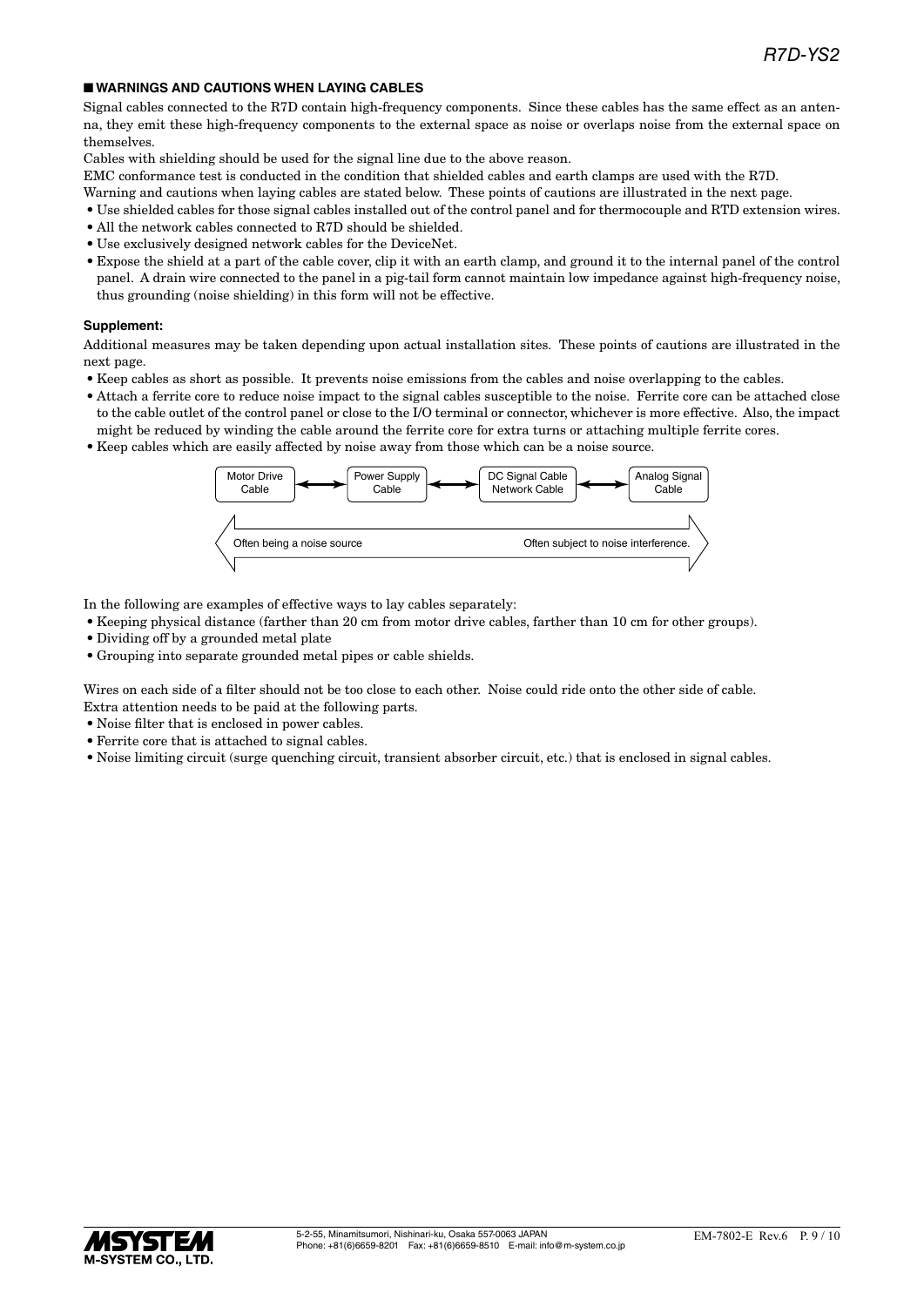## ■ WARNINGS AND CAUTIONS WHEN LAYING CABLES

Signal cables connected to the R7D contain high-frequency components. Since these cables has the same effect as an antenna, they emit these high-frequency components to the external space as noise or overlaps noise from the external space on themselves.

Cables with shielding should be used for the signal line due to the above reason.

EMC conformance test is conducted in the condition that shielded cables and earth clamps are used with the R7D.

Warning and cautions when laying cables are stated below. These points of cautions are illustrated in the next page.

- Use shielded cables for those signal cables installed out of the control panel and for thermocouple and RTD extension wires.
- All the network cables connected to R7D should be shielded.
- Use exclusively designed network cables for the DeviceNet.
- Expose the shield at a part of the cable cover, clip it with an earth clamp, and ground it to the internal panel of the control panel. A drain wire connected to the panel in a pig-tail form cannot maintain low impedance against high-frequency noise, thus grounding (noise shielding) in this form will not be effective.

### Supplement:

Additional measures may be taken depending upon actual installation sites. These points of cautions are illustrated in the next page.

- Keep cables as short as possible. It prevents noise emissions from the cables and noise overlapping to the cables.
- Attach a ferrite core to reduce noise impact to the signal cables susceptible to the noise. Ferrite core can be attached close to the cable outlet of the control panel or close to the I/O terminal or connector, whichever is more effective. Also, the impact might be reduced by winding the cable around the ferrite core for extra turns or attaching multiple ferrite cores.
- Keep cables which are easily affected by noise away from those which can be a noise source.

Motor Drive Cable ⟷ Power Supply Cable ⟷ DC Signal Cable / Network Cable ⟷ Analog Signal Cable

Often being a noise source ⟷ Often subject to noise interference.

In the following are examples of effective ways to lay cables separately:

- Keeping physical distance (farther than 20 cm from motor drive cables, farther than 10 cm for other groups).
- Dividing off by a grounded metal plate
- Grouping into separate grounded metal pipes or cable shields.

Wires on each side of a filter should not be too close to each other. Noise could ride onto the other side of cable.

Extra attention needs to be paid at the following parts.

- Noise filter that is enclosed in power cables.
- Ferrite core that is attached to signal cables.
- Noise limiting circuit (surge quenching circuit, transient absorber circuit, etc.) that is enclosed in signal cables.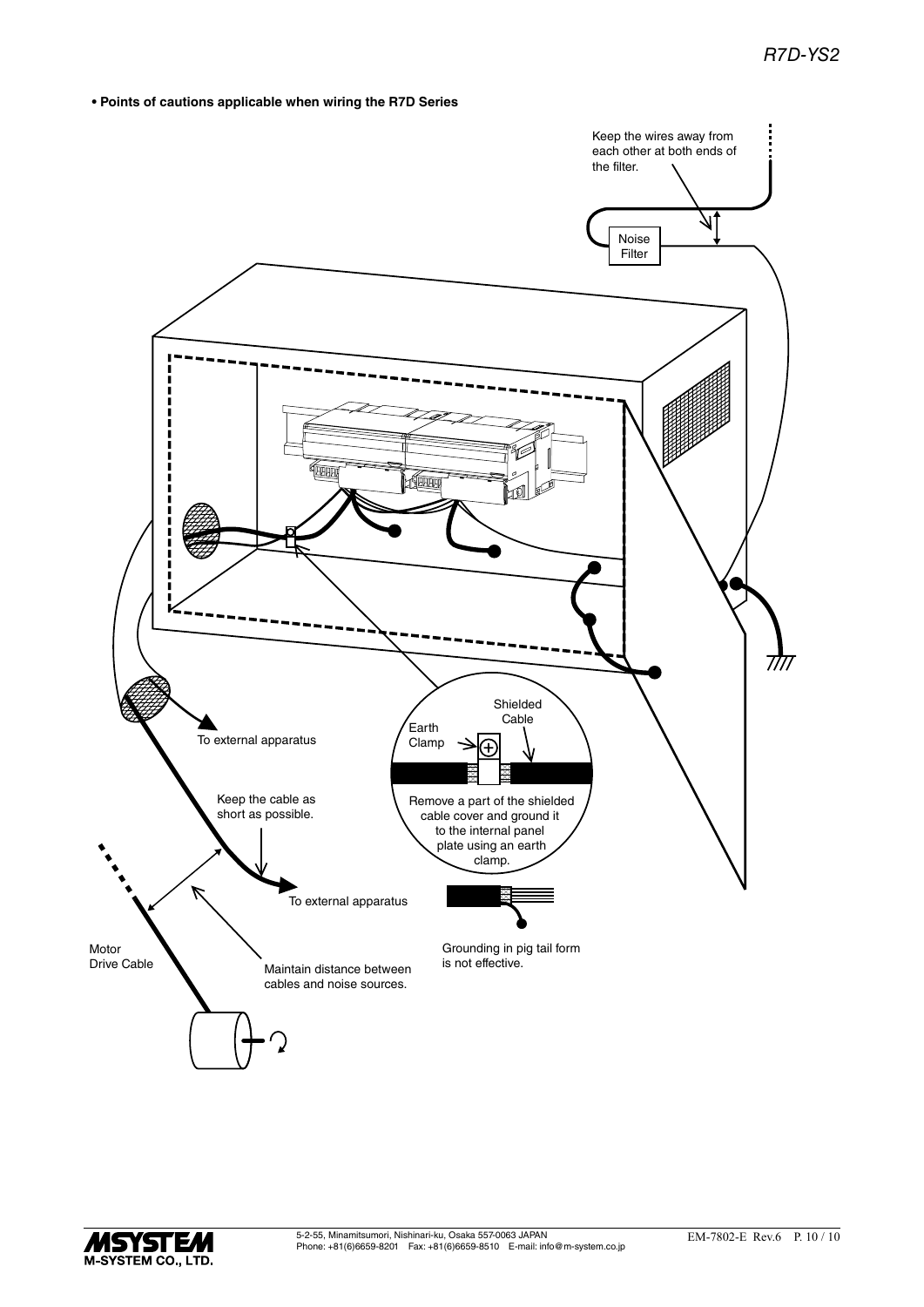• **Points of cautions applicable when wiring the R7D Series**

Keep the wires away from each other at both ends of the filter.

Noise Filter

Shielded Cable

Earth Clamp

Remove a part of the shielded cable cover and ground it to the internal panel plate using an earth clamp.

To external apparatus

Keep the cable as short as possible.

To external apparatus

Grounding in pig tail form is not effective.

Motor Drive Cable

Maintain distance between cables and noise sources.